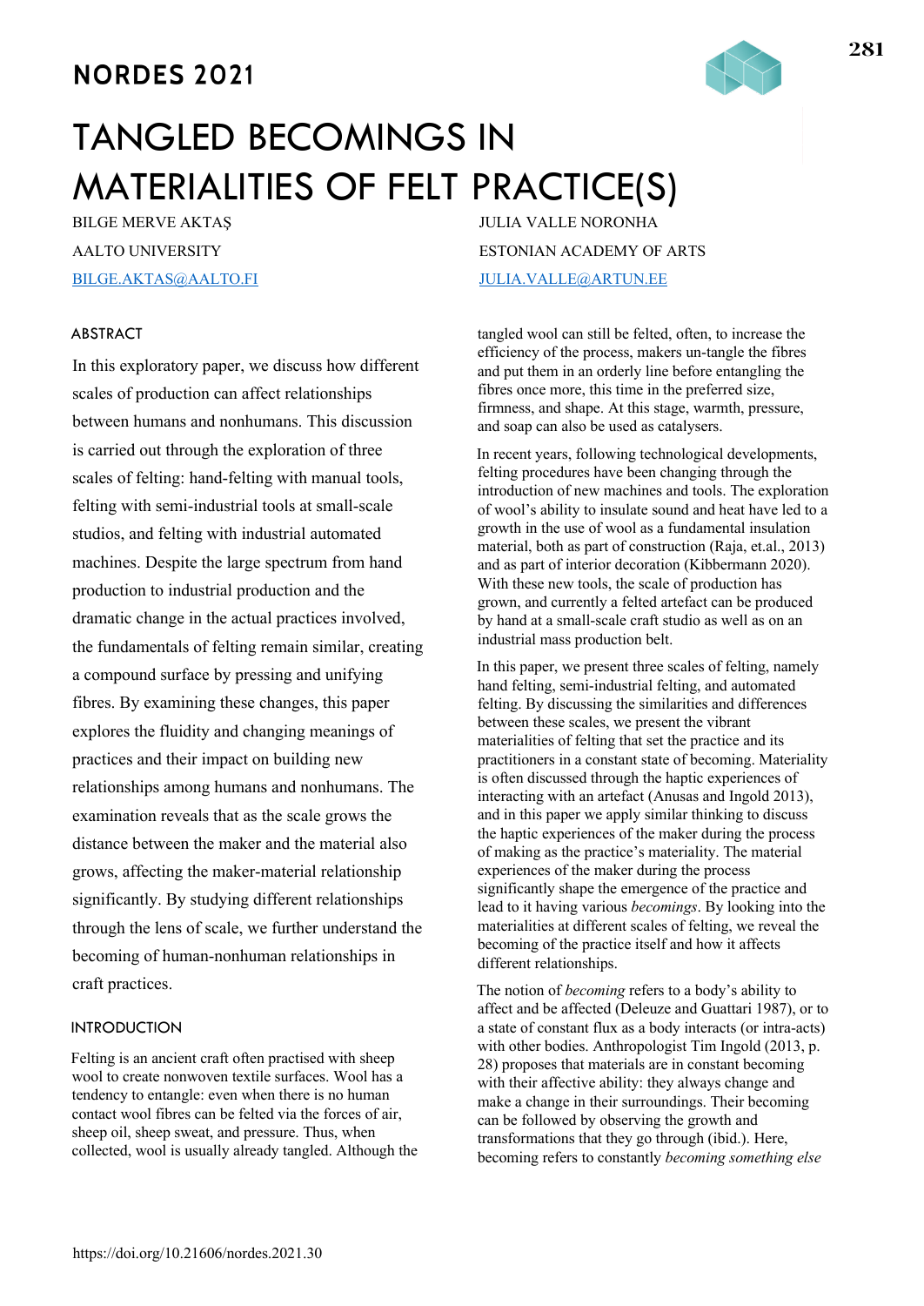# NORDES 2021

# TANGLED BECOMINGS IN MATERIALITIES OF FELT PRACTICE(S)

BILGE MERVE AKTAŞ
AALTO UNIVERSITY
BILGE.AKTAS@AALTO.FI

JULIA VALLE NORONHA
ESTONIAN ACADEMY OF ARTS
JULIA.VALLE@ARTUN.EE

## ABSTRACT

In this exploratory paper, we discuss how different scales of production can affect relationships between humans and nonhumans. This discussion is carried out through the exploration of three scales of felting: hand-felting with manual tools, felting with semi-industrial tools at small-scale studios, and felting with industrial automated machines. Despite the large spectrum from hand production to industrial production and the dramatic change in the actual practices involved, the fundamentals of felting remain similar, creating a compound surface by pressing and unifying fibres. By examining these changes, this paper explores the fluidity and changing meanings of practices and their impact on building new relationships among humans and nonhumans. The examination reveals that as the scale grows the distance between the maker and the material also grows, affecting the maker-material relationship significantly. By studying different relationships through the lens of scale, we further understand the becoming of human-nonhuman relationships in craft practices.

## INTRODUCTION

Felting is an ancient craft often practised with sheep wool to create nonwoven textile surfaces. Wool has a tendency to entangle: even when there is no human contact wool fibres can be felted via the forces of air, sheep oil, sheep sweat, and pressure. Thus, when collected, wool is usually already tangled. Although the tangled wool can still be felted, often, to increase the efficiency of the process, makers un-tangle the fibres and put them in an orderly line before entangling the fibres once more, this time in the preferred size, firmness, and shape. At this stage, warmth, pressure, and soap can also be used as catalysers.

In recent years, following technological developments, felting procedures have been changing through the introduction of new machines and tools. The exploration of wool's ability to insulate sound and heat have led to a growth in the use of wool as a fundamental insulation material, both as part of construction (Raja, et.al., 2013) and as part of interior decoration (Kibbermann 2020). With these new tools, the scale of production has grown, and currently a felted artefact can be produced by hand at a small-scale craft studio as well as on an industrial mass production belt.

In this paper, we present three scales of felting, namely hand felting, semi-industrial felting, and automated felting. By discussing the similarities and differences between these scales, we present the vibrant materialities of felting that set the practice and its practitioners in a constant state of becoming. Materiality is often discussed through the haptic experiences of interacting with an artefact (Anusas and Ingold 2013), and in this paper we apply similar thinking to discuss the haptic experiences of the maker during the process of making as the practice's materiality. The material experiences of the maker during the process significantly shape the emergence of the practice and lead to it having various *becomings*. By looking into the materialities at different scales of felting, we reveal the becoming of the practice itself and how it affects different relationships.

The notion of *becoming* refers to a body's ability to affect and be affected (Deleuze and Guattari 1987), or to a state of constant flux as a body interacts (or intra-acts) with other bodies. Anthropologist Tim Ingold (2013, p. 28) proposes that materials are in constant becoming with their affective ability: they always change and make a change in their surroundings. Their becoming can be followed by observing the growth and transformations that they go through (ibid.). Here, becoming refers to constantly *becoming something else*

https://doi.org/10.21606/nordes.2021.30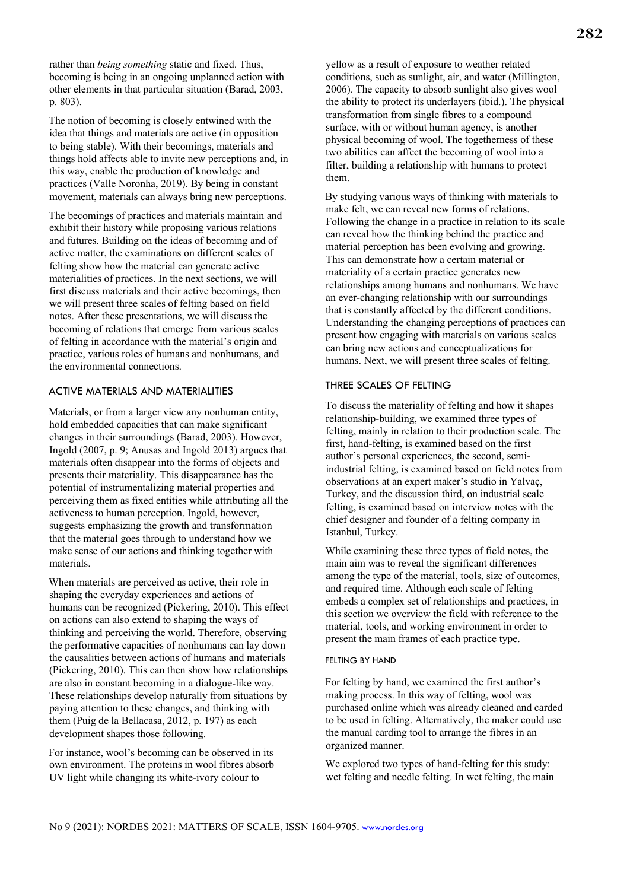rather than *being something* static and fixed. Thus, becoming is being in an ongoing unplanned action with other elements in that particular situation (Barad, 2003, p. 803).

The notion of becoming is closely entwined with the idea that things and materials are active (in opposition to being stable). With their becomings, materials and things hold affects able to invite new perceptions and, in this way, enable the production of knowledge and practices (Valle Noronha, 2019). By being in constant movement, materials can always bring new perceptions.

The becomings of practices and materials maintain and exhibit their history while proposing various relations and futures. Building on the ideas of becoming and of active matter, the examinations on different scales of felting show how the material can generate active materialities of practices. In the next sections, we will first discuss materials and their active becomings, then we will present three scales of felting based on field notes. After these presentations, we will discuss the becoming of relations that emerge from various scales of felting in accordance with the material's origin and practice, various roles of humans and nonhumans, and the environmental connections.

## ACTIVE MATERIALS AND MATERIALITIES

Materials, or from a larger view any nonhuman entity, hold embedded capacities that can make significant changes in their surroundings (Barad, 2003). However, Ingold (2007, p. 9; Anusas and Ingold 2013) argues that materials often disappear into the forms of objects and presents their materiality. This disappearance has the potential of instrumentalizing material properties and perceiving them as fixed entities while attributing all the activeness to human perception. Ingold, however, suggests emphasizing the growth and transformation that the material goes through to understand how we make sense of our actions and thinking together with materials.

When materials are perceived as active, their role in shaping the everyday experiences and actions of humans can be recognized (Pickering, 2010). This effect on actions can also extend to shaping the ways of thinking and perceiving the world. Therefore, observing the performative capacities of nonhumans can lay down the causalities between actions of humans and materials (Pickering, 2010). This can then show how relationships are also in constant becoming in a dialogue-like way. These relationships develop naturally from situations by paying attention to these changes, and thinking with them (Puig de la Bellacasa, 2012, p. 197) as each development shapes those following.

For instance, wool's becoming can be observed in its own environment. The proteins in wool fibres absorb UV light while changing its white-ivory colour to yellow as a result of exposure to weather related conditions, such as sunlight, air, and water (Millington, 2006). The capacity to absorb sunlight also gives wool the ability to protect its underlayers (ibid.). The physical transformation from single fibres to a compound surface, with or without human agency, is another physical becoming of wool. The togetherness of these two abilities can affect the becoming of wool into a filter, building a relationship with humans to protect them.

By studying various ways of thinking with materials to make felt, we can reveal new forms of relations. Following the change in a practice in relation to its scale can reveal how the thinking behind the practice and material perception has been evolving and growing. This can demonstrate how a certain material or materiality of a certain practice generates new relationships among humans and nonhumans. We have an ever-changing relationship with our surroundings that is constantly affected by the different conditions. Understanding the changing perceptions of practices can present how engaging with materials on various scales can bring new actions and conceptualizations for humans. Next, we will present three scales of felting.

## THREE SCALES OF FELTING

To discuss the materiality of felting and how it shapes relationship-building, we examined three types of felting, mainly in relation to their production scale. The first, hand-felting, is examined based on the first author's personal experiences, the second, semi-industrial felting, is examined based on field notes from observations at an expert maker's studio in Yalvaç, Turkey, and the discussion third, on industrial scale felting, is examined based on interview notes with the chief designer and founder of a felting company in Istanbul, Turkey.

While examining these three types of field notes, the main aim was to reveal the significant differences among the type of the material, tools, size of outcomes, and required time. Although each scale of felting embeds a complex set of relationships and practices, in this section we overview the field with reference to the material, tools, and working environment in order to present the main frames of each practice type.

### FELTING BY HAND

For felting by hand, we examined the first author's making process. In this way of felting, wool was purchased online which was already cleaned and carded to be used in felting. Alternatively, the maker could use the manual carding tool to arrange the fibres in an organized manner.

We explored two types of hand-felting for this study: wet felting and needle felting. In wet felting, the main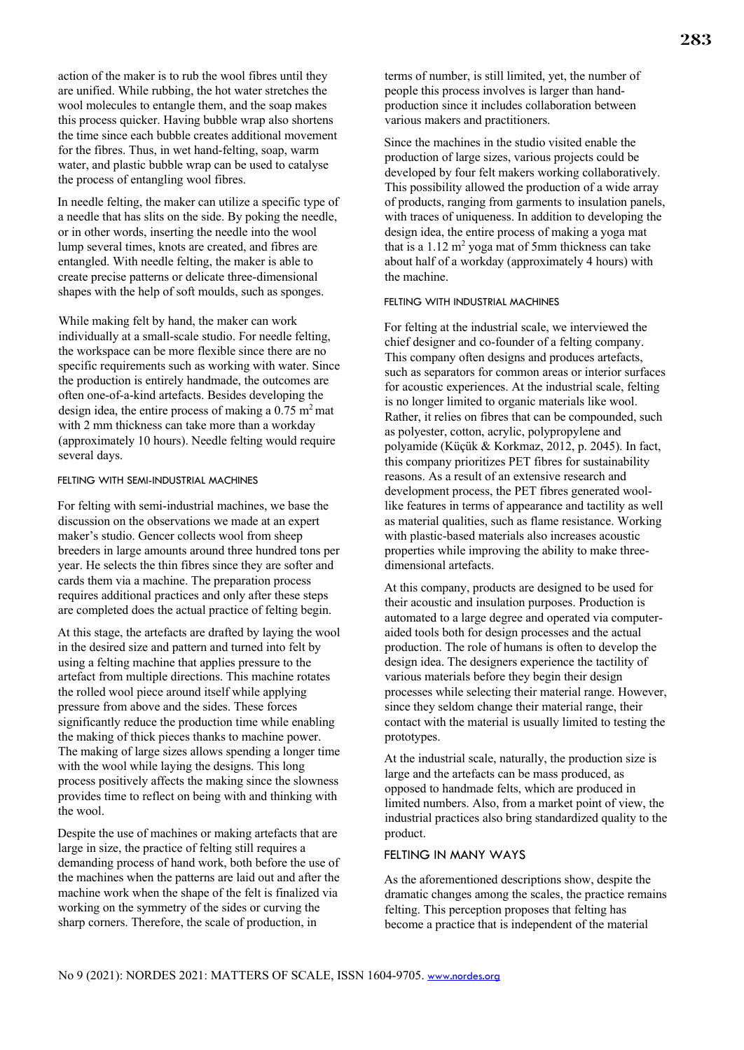action of the maker is to rub the wool fibres until they are unified. While rubbing, the hot water stretches the wool molecules to entangle them, and the soap makes this process quicker. Having bubble wrap also shortens the time since each bubble creates additional movement for the fibres. Thus, in wet hand-felting, soap, warm water, and plastic bubble wrap can be used to catalyse the process of entangling wool fibres.

In needle felting, the maker can utilize a specific type of a needle that has slits on the side. By poking the needle, or in other words, inserting the needle into the wool lump several times, knots are created, and fibres are entangled. With needle felting, the maker is able to create precise patterns or delicate three-dimensional shapes with the help of soft moulds, such as sponges.

While making felt by hand, the maker can work individually at a small-scale studio. For needle felting, the workspace can be more flexible since there are no specific requirements such as working with water. Since the production is entirely handmade, the outcomes are often one-of-a-kind artefacts. Besides developing the design idea, the entire process of making a 0.75 $m^2$ mat with 2 mm thickness can take more than a workday (approximately 10 hours). Needle felting would require several days.

#### FELTING WITH SEMI-INDUSTRIAL MACHINES

For felting with semi-industrial machines, we base the discussion on the observations we made at an expert maker's studio. Gencer collects wool from sheep breeders in large amounts around three hundred tons per year. He selects the thin fibres since they are softer and cards them via a machine. The preparation process requires additional practices and only after these steps are completed does the actual practice of felting begin.

At this stage, the artefacts are drafted by laying the wool in the desired size and pattern and turned into felt by using a felting machine that applies pressure to the artefact from multiple directions. This machine rotates the rolled wool piece around itself while applying pressure from above and the sides. These forces significantly reduce the production time while enabling the making of thick pieces thanks to machine power. The making of large sizes allows spending a longer time with the wool while laying the designs. This long process positively affects the making since the slowness provides time to reflect on being with and thinking with the wool.

Despite the use of machines or making artefacts that are large in size, the practice of felting still requires a demanding process of hand work, both before the use of the machines when the patterns are laid out and after the machine work when the shape of the felt is finalized via working on the symmetry of the sides or curving the sharp corners. Therefore, the scale of production, in terms of number, is still limited, yet, the number of people this process involves is larger than hand-production since it includes collaboration between various makers and practitioners.

Since the machines in the studio visited enable the production of large sizes, various projects could be developed by four felt makers working collaboratively. This possibility allowed the production of a wide array of products, ranging from garments to insulation panels, with traces of uniqueness. In addition to developing the design idea, the entire process of making a yoga mat that is a 1.12 $m^2$ yoga mat of 5mm thickness can take about half of a workday (approximately 4 hours) with the machine.

#### FELTING WITH INDUSTRIAL MACHINES

For felting at the industrial scale, we interviewed the chief designer and co-founder of a felting company. This company often designs and produces artefacts, such as separators for common areas or interior surfaces for acoustic experiences. At the industrial scale, felting is no longer limited to organic materials like wool. Rather, it relies on fibres that can be compounded, such as polyester, cotton, acrylic, polypropylene and polyamide (Küçük & Korkmaz, 2012, p. 2045). In fact, this company prioritizes PET fibres for sustainability reasons. As a result of an extensive research and development process, the PET fibres generated wool-like features in terms of appearance and tactility as well as material qualities, such as flame resistance. Working with plastic-based materials also increases acoustic properties while improving the ability to make three-dimensional artefacts.

At this company, products are designed to be used for their acoustic and insulation purposes. Production is automated to a large degree and operated via computer-aided tools both for design processes and the actual production. The role of humans is often to develop the design idea. The designers experience the tactility of various materials before they begin their design processes while selecting their material range. However, since they seldom change their material range, their contact with the material is usually limited to testing the prototypes.

At the industrial scale, naturally, the production size is large and the artefacts can be mass produced, as opposed to handmade felts, which are produced in limited numbers. Also, from a market point of view, the industrial practices also bring standardized quality to the product.

### FELTING IN MANY WAYS

As the aforementioned descriptions show, despite the dramatic changes among the scales, the practice remains felting. This perception proposes that felting has become a practice that is independent of the material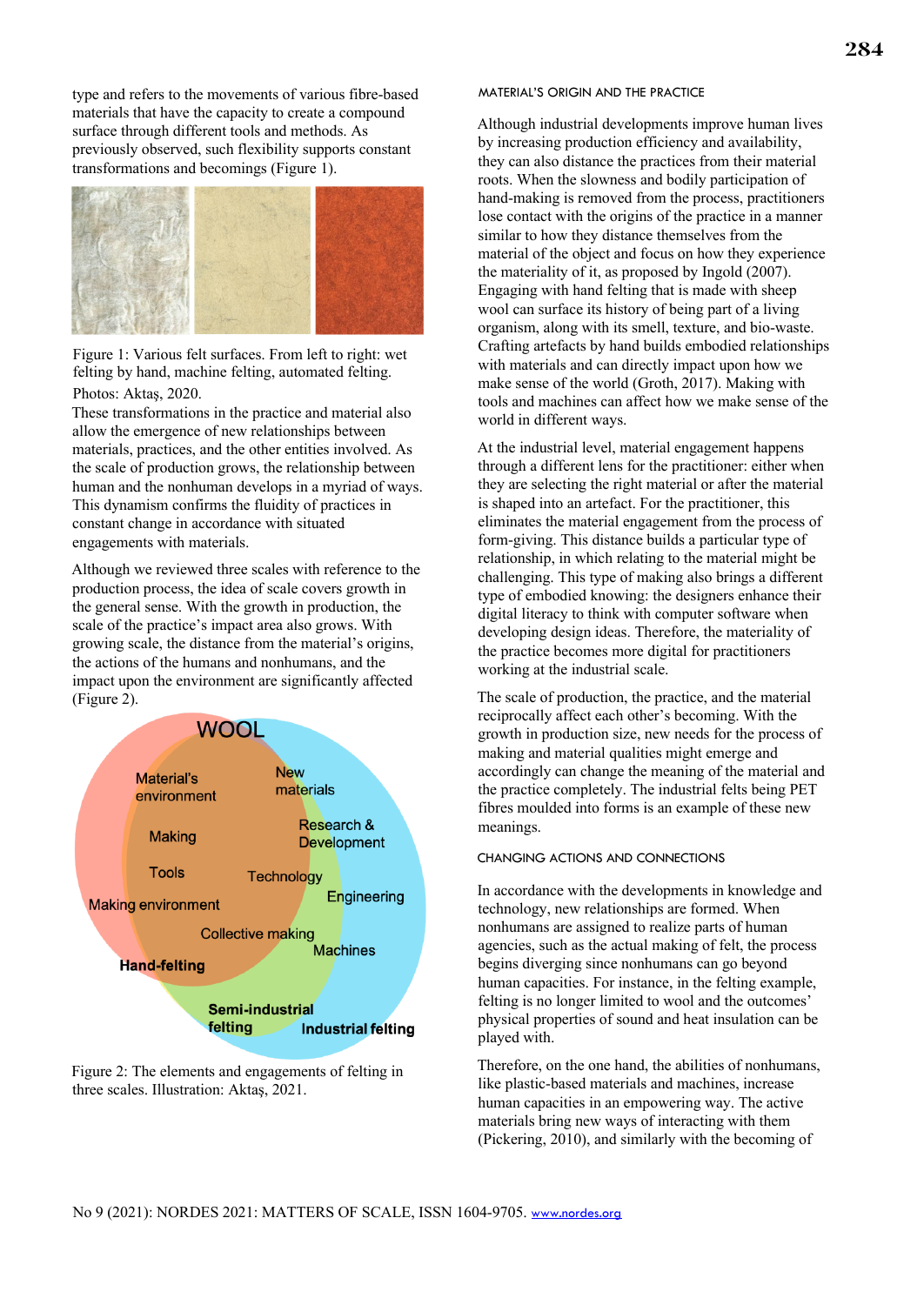type and refers to the movements of various fibre-based materials that have the capacity to create a compound surface through different tools and methods. As previously observed, such flexibility supports constant transformations and becomings (Figure 1).

Figure 1: Various felt surfaces. From left to right: wet felting by hand, machine felting, automated felting. Photos: Aktaş, 2020.

These transformations in the practice and material also allow the emergence of new relationships between materials, practices, and the other entities involved. As the scale of production grows, the relationship between human and the nonhuman develops in a myriad of ways. This dynamism confirms the fluidity of practices in constant change in accordance with situated engagements with materials.

Although we reviewed three scales with reference to the production process, the idea of scale covers growth in the general sense. With the growth in production, the scale of the practice's impact area also grows. With growing scale, the distance from the material's origins, the actions of the humans and nonhumans, and the impact upon the environment are significantly affected (Figure 2).

Figure 2: The elements and engagements of felting in three scales. Illustration: Aktaş, 2021.

MATERIAL'S ORIGIN AND THE PRACTICE

Although industrial developments improve human lives by increasing production efficiency and availability, they can also distance the practices from their material roots. When the slowness and bodily participation of hand-making is removed from the process, practitioners lose contact with the origins of the practice in a manner similar to how they distance themselves from the material of the object and focus on how they experience the materiality of it, as proposed by Ingold (2007). Engaging with hand felting that is made with sheep wool can surface its history of being part of a living organism, along with its smell, texture, and bio-waste. Crafting artefacts by hand builds embodied relationships with materials and can directly impact upon how we make sense of the world (Groth, 2017). Making with tools and machines can affect how we make sense of the world in different ways.

At the industrial level, material engagement happens through a different lens for the practitioner: either when they are selecting the right material or after the material is shaped into an artefact. For the practitioner, this eliminates the material engagement from the process of form-giving. This distance builds a particular type of relationship, in which relating to the material might be challenging. This type of making also brings a different type of embodied knowing: the designers enhance their digital literacy to think with computer software when developing design ideas. Therefore, the materiality of the practice becomes more digital for practitioners working at the industrial scale.

The scale of production, the practice, and the material reciprocally affect each other's becoming. With the growth in production size, new needs for the process of making and material qualities might emerge and accordingly can change the meaning of the material and the practice completely. The industrial felts being PET fibres moulded into forms is an example of these new meanings.

CHANGING ACTIONS AND CONNECTIONS

In accordance with the developments in knowledge and technology, new relationships are formed. When nonhumans are assigned to realize parts of human agencies, such as the actual making of felt, the process begins diverging since nonhumans can go beyond human capacities. For instance, in the felting example, felting is no longer limited to wool and the outcomes' physical properties of sound and heat insulation can be played with.

Therefore, on the one hand, the abilities of nonhumans, like plastic-based materials and machines, increase human capacities in an empowering way. The active materials bring new ways of interacting with them (Pickering, 2010), and similarly with the becoming of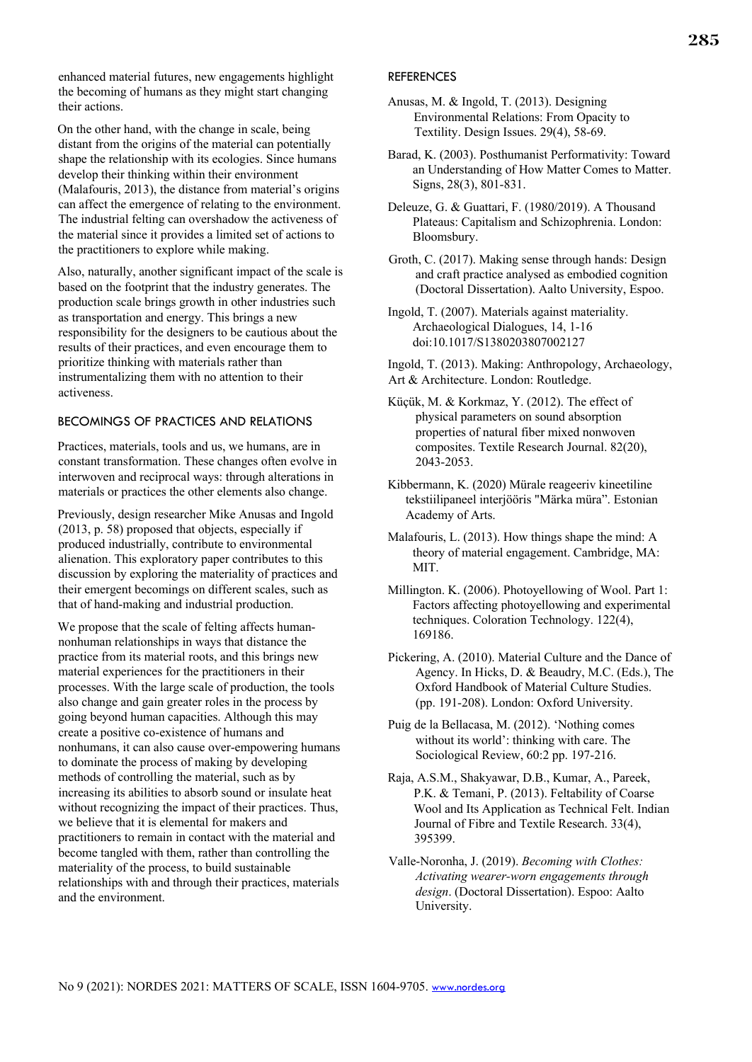enhanced material futures, new engagements highlight the becoming of humans as they might start changing their actions.

On the other hand, with the change in scale, being distant from the origins of the material can potentially shape the relationship with its ecologies. Since humans develop their thinking within their environment (Malafouris, 2013), the distance from material's origins can affect the emergence of relating to the environment. The industrial felting can overshadow the activeness of the material since it provides a limited set of actions to the practitioners to explore while making.

Also, naturally, another significant impact of the scale is based on the footprint that the industry generates. The production scale brings growth in other industries such as transportation and energy. This brings a new responsibility for the designers to be cautious about the results of their practices, and even encourage them to prioritize thinking with materials rather than instrumentalizing them with no attention to their activeness.

## BECOMINGS OF PRACTICES AND RELATIONS

Practices, materials, tools and us, we humans, are in constant transformation. These changes often evolve in interwoven and reciprocal ways: through alterations in materials or practices the other elements also change.

Previously, design researcher Mike Anusas and Ingold (2013, p. 58) proposed that objects, especially if produced industrially, contribute to environmental alienation. This exploratory paper contributes to this discussion by exploring the materiality of practices and their emergent becomings on different scales, such as that of hand-making and industrial production.

We propose that the scale of felting affects human-nonhuman relationships in ways that distance the practice from its material roots, and this brings new material experiences for the practitioners in their processes. With the large scale of production, the tools also change and gain greater roles in the process by going beyond human capacities. Although this may create a positive co-existence of humans and nonhumans, it can also cause over-empowering humans to dominate the process of making by developing methods of controlling the material, such as by increasing its abilities to absorb sound or insulate heat without recognizing the impact of their practices. Thus, we believe that it is elemental for makers and practitioners to remain in contact with the material and become tangled with them, rather than controlling the materiality of the process, to build sustainable relationships with and through their practices, materials and the environment.

## REFERENCES

Anusas, M. & Ingold, T. (2013). Designing Environmental Relations: From Opacity to Textility. Design Issues. 29(4), 58-69.

Barad, K. (2003). Posthumanist Performativity: Toward an Understanding of How Matter Comes to Matter. Signs, 28(3), 801-831.

Deleuze, G. & Guattari, F. (1980/2019). A Thousand Plateaus: Capitalism and Schizophrenia. London: Bloomsbury.

Groth, C. (2017). Making sense through hands: Design and craft practice analysed as embodied cognition (Doctoral Dissertation). Aalto University, Espoo.

Ingold, T. (2007). Materials against materiality. Archaeological Dialogues, 14, 1-16 doi:10.1017/S1380203807002127

Ingold, T. (2013). Making: Anthropology, Archaeology, Art & Architecture. London: Routledge.

Küçük, M. & Korkmaz, Y. (2012). The effect of physical parameters on sound absorption properties of natural fiber mixed nonwoven composites. Textile Research Journal. 82(20), 2043-2053.

Kibbermann, K. (2020) Mürale reageeriv kineetiline tekstiilipaneel interjööris "Märka müra". Estonian Academy of Arts.

Malafouris, L. (2013). How things shape the mind: A theory of material engagement. Cambridge, MA: MIT.

Millington. K. (2006). Photoyellowing of Wool. Part 1: Factors affecting photoyellowing and experimental techniques. Coloration Technology. 122(4), 169186.

Pickering, A. (2010). Material Culture and the Dance of Agency. In Hicks, D. & Beaudry, M.C. (Eds.), The Oxford Handbook of Material Culture Studies. (pp. 191-208). London: Oxford University.

Puig de la Bellacasa, M. (2012). 'Nothing comes without its world': thinking with care. The Sociological Review, 60:2 pp. 197-216.

Raja, A.S.M., Shakyawar, D.B., Kumar, A., Pareek, P.K. & Temani, P. (2013). Feltability of Coarse Wool and Its Application as Technical Felt. Indian Journal of Fibre and Textile Research. 33(4), 395399.

Valle-Noronha, J. (2019). *Becoming with Clothes: Activating wearer-worn engagements through design*. (Doctoral Dissertation). Espoo: Aalto University.